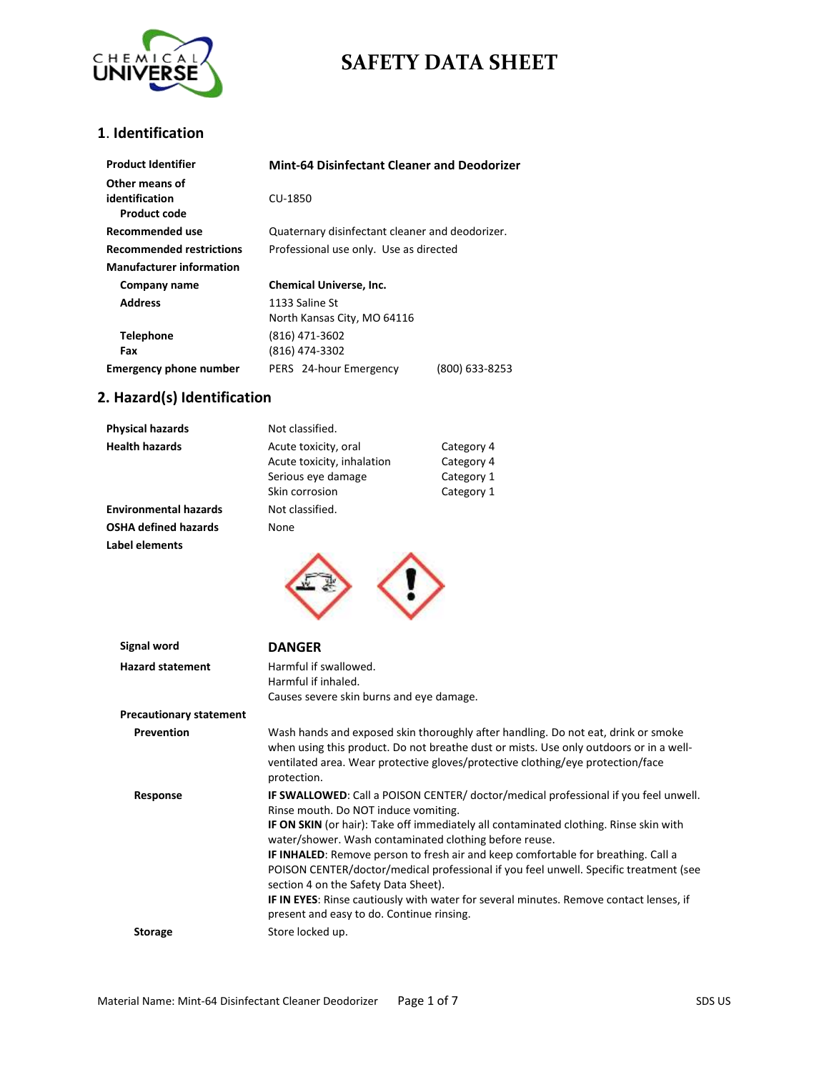# SAFETY DATA SHEET

## 1. Identification

| | |
|---|---|
| **Product Identifier** | **Mint-64 Disinfectant Cleaner and Deodorizer** |
| **Other means of identification** | |
| **Product code** | CU-1850 |
| **Recommended use** | Quaternary disinfectant cleaner and deodorizer. |
| **Recommended restrictions** | Professional use only. Use as directed |
| **Manufacturer information** | |
| **Company name** | **Chemical Universe, Inc.** |
| **Address** | 1133 Saline St<br>North Kansas City, MO 64116 |
| **Telephone** | (816) 471-3602 |
| **Fax** | (816) 474-3302 |
| **Emergency phone number** | PERS 24-hour Emergency (800) 633-8253 |

## 2. Hazard(s) Identification

| | | |
|---|---|---|
| **Physical hazards** | Not classified. | |
| **Health hazards** | Acute toxicity, oral | Category 4 |
| | Acute toxicity, inhalation | Category 4 |
| | Serious eye damage | Category 1 |
| | Skin corrosion | Category 1 |
| **Environmental hazards** | Not classified. | |
| **OSHA defined hazards** | None | |
| **Label elements** | | |

**Signal word**

**DANGER**

**Hazard statement**

Harmful if swallowed.
Harmful if inhaled.
Causes severe skin burns and eye damage.

**Precautionary statement**

**Prevention**

Wash hands and exposed skin thoroughly after handling. Do not eat, drink or smoke when using this product. Do not breathe dust or mists. Use only outdoors or in a well-ventilated area. Wear protective gloves/protective clothing/eye protection/face protection.

**Response**

**IF SWALLOWED**: Call a POISON CENTER/ doctor/medical professional if you feel unwell. Rinse mouth. Do NOT induce vomiting.
**IF ON SKIN** (or hair): Take off immediately all contaminated clothing. Rinse skin with water/shower. Wash contaminated clothing before reuse.
**IF INHALED**: Remove person to fresh air and keep comfortable for breathing. Call a POISON CENTER/doctor/medical professional if you feel unwell. Specific treatment (see section 4 on the Safety Data Sheet).
**IF IN EYES**: Rinse cautiously with water for several minutes. Remove contact lenses, if present and easy to do. Continue rinsing.

**Storage**

Store locked up.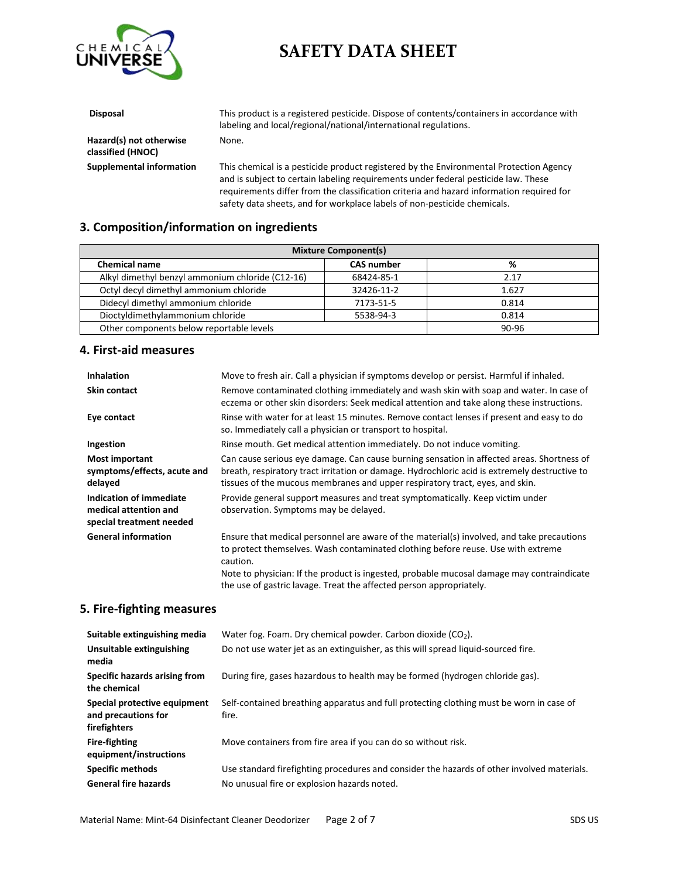| | |
|---|---|
| **Disposal** | This product is a registered pesticide. Dispose of contents/containers in accordance with labeling and local/regional/national/international regulations. |
| **Hazard(s) not otherwise classified (HNOC)** | None. |
| **Supplemental information** | This chemical is a pesticide product registered by the Environmental Protection Agency and is subject to certain labeling requirements under federal pesticide law. These requirements differ from the classification criteria and hazard information required for safety data sheets, and for workplace labels of non-pesticide chemicals. |

## 3. Composition/information on ingredients

| Mixture Component(s) | | |
|---|---|---|
| **Chemical name** | **CAS number** | **%** |
| Alkyl dimethyl benzyl ammonium chloride (C12-16) | 68424-85-1 | 2.17 |
| Octyl decyl dimethyl ammonium chloride | 32426-11-2 | 1.627 |
| Didecyl dimethyl ammonium chloride | 7173-51-5 | 0.814 |
| Dioctyldimethylammonium chloride | 5538-94-3 | 0.814 |
| Other components below reportable levels | | 90-96 |

## 4. First-aid measures

| | |
|---|---|
| **Inhalation** | Move to fresh air. Call a physician if symptoms develop or persist. Harmful if inhaled. |
| **Skin contact** | Remove contaminated clothing immediately and wash skin with soap and water. In case of eczema or other skin disorders: Seek medical attention and take along these instructions. |
| **Eye contact** | Rinse with water for at least 15 minutes. Remove contact lenses if present and easy to do so. Immediately call a physician or transport to hospital. |
| **Ingestion** | Rinse mouth. Get medical attention immediately. Do not induce vomiting. |
| **Most important symptoms/effects, acute and delayed** | Can cause serious eye damage. Can cause burning sensation in affected areas. Shortness of breath, respiratory tract irritation or damage. Hydrochloric acid is extremely destructive to tissues of the mucous membranes and upper respiratory tract, eyes, and skin. |
| **Indication of immediate medical attention and special treatment needed** | Provide general support measures and treat symptomatically. Keep victim under observation. Symptoms may be delayed. |
| **General information** | Ensure that medical personnel are aware of the material(s) involved, and take precautions to protect themselves. Wash contaminated clothing before reuse. Use with extreme caution.<br>Note to physician: If the product is ingested, probable mucosal damage may contraindicate the use of gastric lavage. Treat the affected person appropriately. |

## 5. Fire-fighting measures

| | |
|---|---|
| **Suitable extinguishing media** | Water fog. Foam. Dry chemical powder. Carbon dioxide ($CO_2$). |
| **Unsuitable extinguishing media** | Do not use water jet as an extinguisher, as this will spread liquid-sourced fire. |
| **Specific hazards arising from the chemical** | During fire, gases hazardous to health may be formed (hydrogen chloride gas). |
| **Special protective equipment and precautions for firefighters** | Self-contained breathing apparatus and full protecting clothing must be worn in case of fire. |
| **Fire-fighting equipment/instructions** | Move containers from fire area if you can do so without risk. |
| **Specific methods** | Use standard firefighting procedures and consider the hazards of other involved materials. |
| **General fire hazards** | No unusual fire or explosion hazards noted. |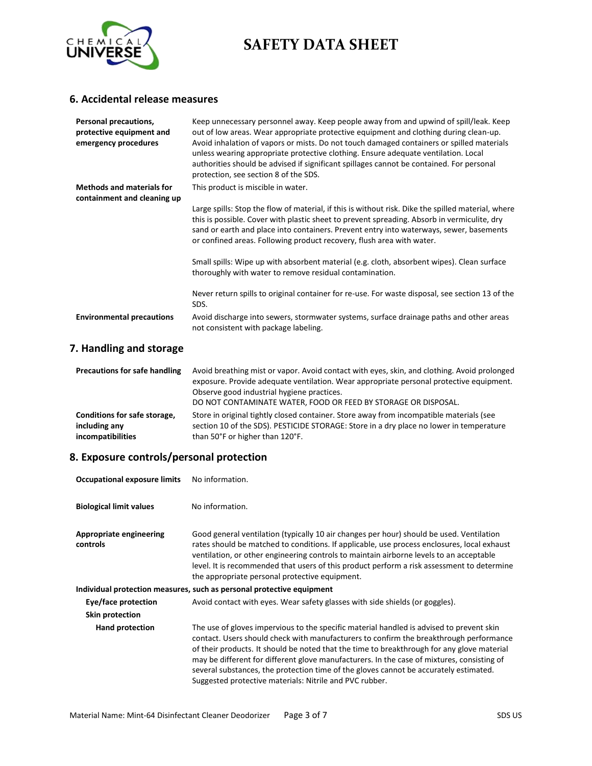## 6. Accidental release measures

**Personal precautions, protective equipment and emergency procedures**

Keep unnecessary personnel away. Keep people away from and upwind of spill/leak. Keep out of low areas. Wear appropriate protective equipment and clothing during clean-up. Avoid inhalation of vapors or mists. Do not touch damaged containers or spilled materials unless wearing appropriate protective clothing. Ensure adequate ventilation. Local authorities should be advised if significant spillages cannot be contained. For personal protection, see section 8 of the SDS.

**Methods and materials for containment and cleaning up**

This product is miscible in water.

Large spills: Stop the flow of material, if this is without risk. Dike the spilled material, where this is possible. Cover with plastic sheet to prevent spreading. Absorb in vermiculite, dry sand or earth and place into containers. Prevent entry into waterways, sewer, basements or confined areas. Following product recovery, flush area with water.

Small spills: Wipe up with absorbent material (e.g. cloth, absorbent wipes). Clean surface thoroughly with water to remove residual contamination.

Never return spills to original container for re-use. For waste disposal, see section 13 of the SDS.

**Environmental precautions**

Avoid discharge into sewers, stormwater systems, surface drainage paths and other areas not consistent with package labeling.

## 7. Handling and storage

**Precautions for safe handling**

Avoid breathing mist or vapor. Avoid contact with eyes, skin, and clothing. Avoid prolonged exposure. Provide adequate ventilation. Wear appropriate personal protective equipment. Observe good industrial hygiene practices.
DO NOT CONTAMINATE WATER, FOOD OR FEED BY STORAGE OR DISPOSAL.

**Conditions for safe storage, including any incompatibilities**

Store in original tightly closed container. Store away from incompatible materials (see section 10 of the SDS). PESTICIDE STORAGE: Store in a dry place no lower in temperature than 50°F or higher than 120°F.

## 8. Exposure controls/personal protection

**Occupational exposure limits**

No information.

**Biological limit values**

No information.

**Appropriate engineering controls**

Good general ventilation (typically 10 air changes per hour) should be used. Ventilation rates should be matched to conditions. If applicable, use process enclosures, local exhaust ventilation, or other engineering controls to maintain airborne levels to an acceptable level. It is recommended that users of this product perform a risk assessment to determine the appropriate personal protective equipment.

**Individual protection measures, such as personal protective equipment**

**Eye/face protection**

Avoid contact with eyes. Wear safety glasses with side shields (or goggles).

**Skin protection**

**Hand protection**

The use of gloves impervious to the specific material handled is advised to prevent skin contact. Users should check with manufacturers to confirm the breakthrough performance of their products. It should be noted that the time to breakthrough for any glove material may be different for different glove manufacturers. In the case of mixtures, consisting of several substances, the protection time of the gloves cannot be accurately estimated. Suggested protective materials: Nitrile and PVC rubber.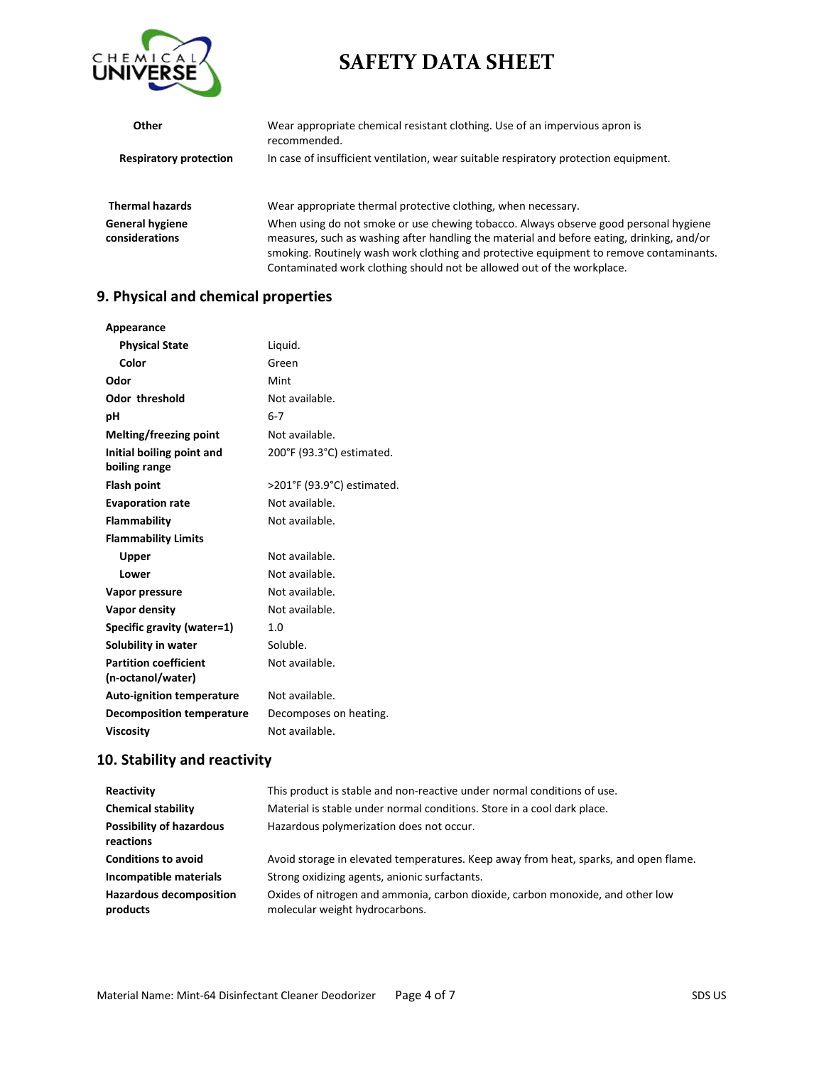| | |
|---|---|
| **Other** | Wear appropriate chemical resistant clothing. Use of an impervious apron is recommended. |
| **Respiratory protection** | In case of insufficient ventilation, wear suitable respiratory protection equipment. |
| **Thermal hazards** | Wear appropriate thermal protective clothing, when necessary. |
| **General hygiene considerations** | When using do not smoke or use chewing tobacco. Always observe good personal hygiene measures, such as washing after handling the material and before eating, drinking, and/or smoking. Routinely wash work clothing and protective equipment to remove contaminants. Contaminated work clothing should not be allowed out of the workplace. |

## 9. Physical and chemical properties

| | |
|---|---|
| **Appearance** | |
| **Physical State** | Liquid. |
| **Color** | Green |
| **Odor** | Mint |
| **Odor threshold** | Not available. |
| **pH** | 6-7 |
| **Melting/freezing point** | Not available. |
| **Initial boiling point and boiling range** | 200°F (93.3°C) estimated. |
| **Flash point** | >201°F (93.9°C) estimated. |
| **Evaporation rate** | Not available. |
| **Flammability** | Not available. |
| **Flammability Limits** | |
| **Upper** | Not available. |
| **Lower** | Not available. |
| **Vapor pressure** | Not available. |
| **Vapor density** | Not available. |
| **Specific gravity (water=1)** | 1.0 |
| **Solubility in water** | Soluble. |
| **Partition coefficient (n-octanol/water)** | Not available. |
| **Auto-ignition temperature** | Not available. |
| **Decomposition temperature** | Decomposes on heating. |
| **Viscosity** | Not available. |

## 10. Stability and reactivity

| | |
|---|---|
| **Reactivity** | This product is stable and non-reactive under normal conditions of use. |
| **Chemical stability** | Material is stable under normal conditions. Store in a cool dark place. |
| **Possibility of hazardous reactions** | Hazardous polymerization does not occur. |
| **Conditions to avoid** | Avoid storage in elevated temperatures. Keep away from heat, sparks, and open flame. |
| **Incompatible materials** | Strong oxidizing agents, anionic surfactants. |
| **Hazardous decomposition products** | Oxides of nitrogen and ammonia, carbon dioxide, carbon monoxide, and other low molecular weight hydrocarbons. |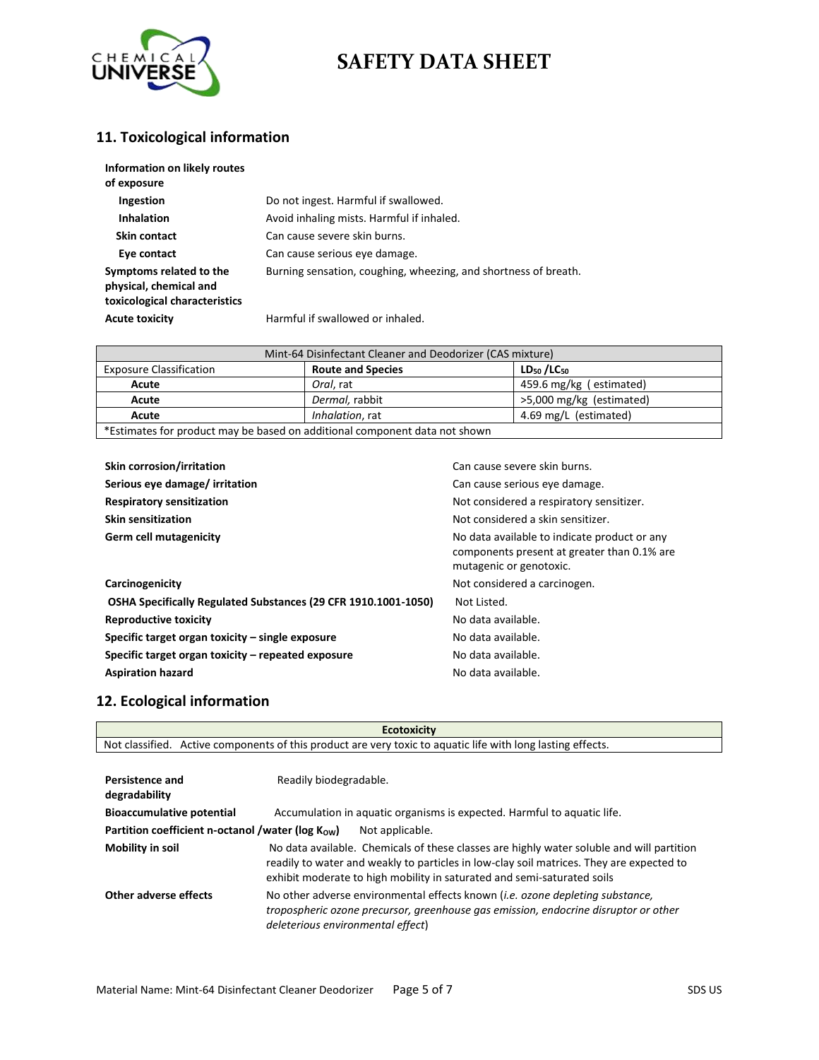## 11. Toxicological information

**Information on likely routes of exposure**

| | |
|---|---|
| **Ingestion** | Do not ingest. Harmful if swallowed. |
| **Inhalation** | Avoid inhaling mists. Harmful if inhaled. |
| **Skin contact** | Can cause severe skin burns. |
| **Eye contact** | Can cause serious eye damage. |
| **Symptoms related to the physical, chemical and toxicological characteristics** | Burning sensation, coughing, wheezing, and shortness of breath. |
| **Acute toxicity** | Harmful if swallowed or inhaled. |

| Mint-64 Disinfectant Cleaner and Deodorizer (CAS mixture) | | |
|---|---|---|
| Exposure Classification | **Route and Species** | **$LD_{50}$ /$LC_{50}$** |
| **Acute** | *Oral*, rat | 459.6 mg/kg ( estimated) |
| **Acute** | *Dermal*, rabbit | >5,000 mg/kg (estimated) |
| **Acute** | *Inhalation*, rat | 4.69 mg/L (estimated) |
| *Estimates for product may be based on additional component data not shown | | |

| | |
|---|---|
| **Skin corrosion/irritation** | Can cause severe skin burns. |
| **Serious eye damage/ irritation** | Can cause serious eye damage. |
| **Respiratory sensitization** | Not considered a respiratory sensitizer. |
| **Skin sensitization** | Not considered a skin sensitizer. |
| **Germ cell mutagenicity** | No data available to indicate product or any components present at greater than 0.1% are mutagenic or genotoxic. |
| **Carcinogenicity** | Not considered a carcinogen. |
| **OSHA Specifically Regulated Substances (29 CFR 1910.1001-1050)** | Not Listed. |
| **Reproductive toxicity** | No data available. |
| **Specific target organ toxicity – single exposure** | No data available. |
| **Specific target organ toxicity – repeated exposure** | No data available. |
| **Aspiration hazard** | No data available. |

## 12. Ecological information

| **Ecotoxicity** |
|---|
| Not classified. Active components of this product are very toxic to aquatic life with long lasting effects. |

| | |
|---|---|
| **Persistence and degradability** | Readily biodegradable. |
| **Bioaccumulative potential** | Accumulation in aquatic organisms is expected. Harmful to aquatic life. |
| **Partition coefficient n-octanol /water (log $K_{OW}$)** | Not applicable. |
| **Mobility in soil** | No data available. Chemicals of these classes are highly water soluble and will partition readily to water and weakly to particles in low-clay soil matrices. They are expected to exhibit moderate to high mobility in saturated and semi-saturated soils |
| **Other adverse effects** | No other adverse environmental effects known (*i.e. ozone depleting substance, tropospheric ozone precursor, greenhouse gas emission, endocrine disruptor or other deleterious environmental effect*) |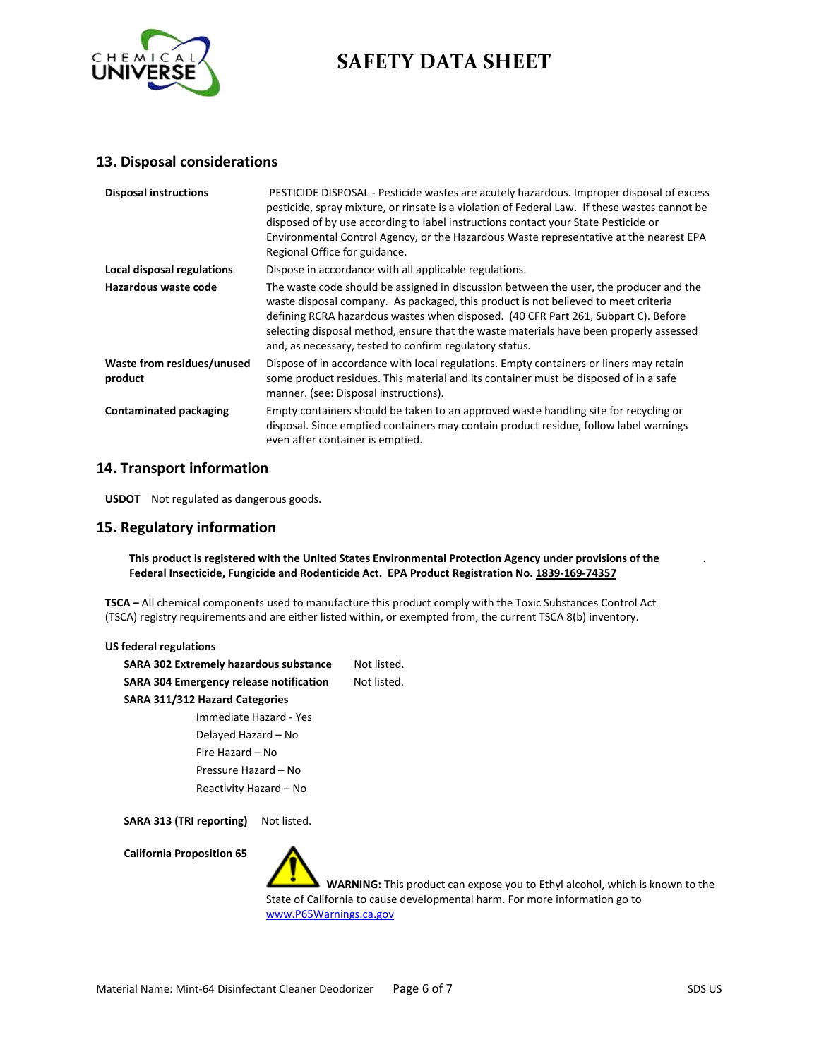## 13. Disposal considerations

| | |
|---|---|
| **Disposal instructions** | PESTICIDE DISPOSAL - Pesticide wastes are acutely hazardous. Improper disposal of excess pesticide, spray mixture, or rinsate is a violation of Federal Law. If these wastes cannot be disposed of by use according to label instructions contact your State Pesticide or Environmental Control Agency, or the Hazardous Waste representative at the nearest EPA Regional Office for guidance. |
| **Local disposal regulations** | Dispose in accordance with all applicable regulations. |
| **Hazardous waste code** | The waste code should be assigned in discussion between the user, the producer and the waste disposal company. As packaged, this product is not believed to meet criteria defining RCRA hazardous wastes when disposed. (40 CFR Part 261, Subpart C). Before selecting disposal method, ensure that the waste materials have been properly assessed and, as necessary, tested to confirm regulatory status. |
| **Waste from residues/unused product** | Dispose of in accordance with local regulations. Empty containers or liners may retain some product residues. This material and its container must be disposed of in a safe manner. (see: Disposal instructions). |
| **Contaminated packaging** | Empty containers should be taken to an approved waste handling site for recycling or disposal. Since emptied containers may contain product residue, follow label warnings even after container is emptied. |

## 14. Transport information

**USDOT** Not regulated as dangerous goods.

## 15. Regulatory information

**This product is registered with the United States Environmental Protection Agency under provisions of the Federal Insecticide, Fungicide and Rodenticide Act. EPA Product Registration No. 1839-169-74357**

**TSCA –** All chemical components used to manufacture this product comply with the Toxic Substances Control Act (TSCA) registry requirements and are either listed within, or exempted from, the current TSCA 8(b) inventory.

**US federal regulations**

**SARA 302 Extremely hazardous substance** Not listed.

**SARA 304 Emergency release notification** Not listed.

**SARA 311/312 Hazard Categories**

- Immediate Hazard - Yes
- Delayed Hazard – No
- Fire Hazard – No
- Pressure Hazard – No
- Reactivity Hazard – No

**SARA 313 (TRI reporting)** Not listed.

**California Proposition 65**

**WARNING:** This product can expose you to Ethyl alcohol, which is known to the State of California to cause developmental harm. For more information go to www.P65Warnings.ca.gov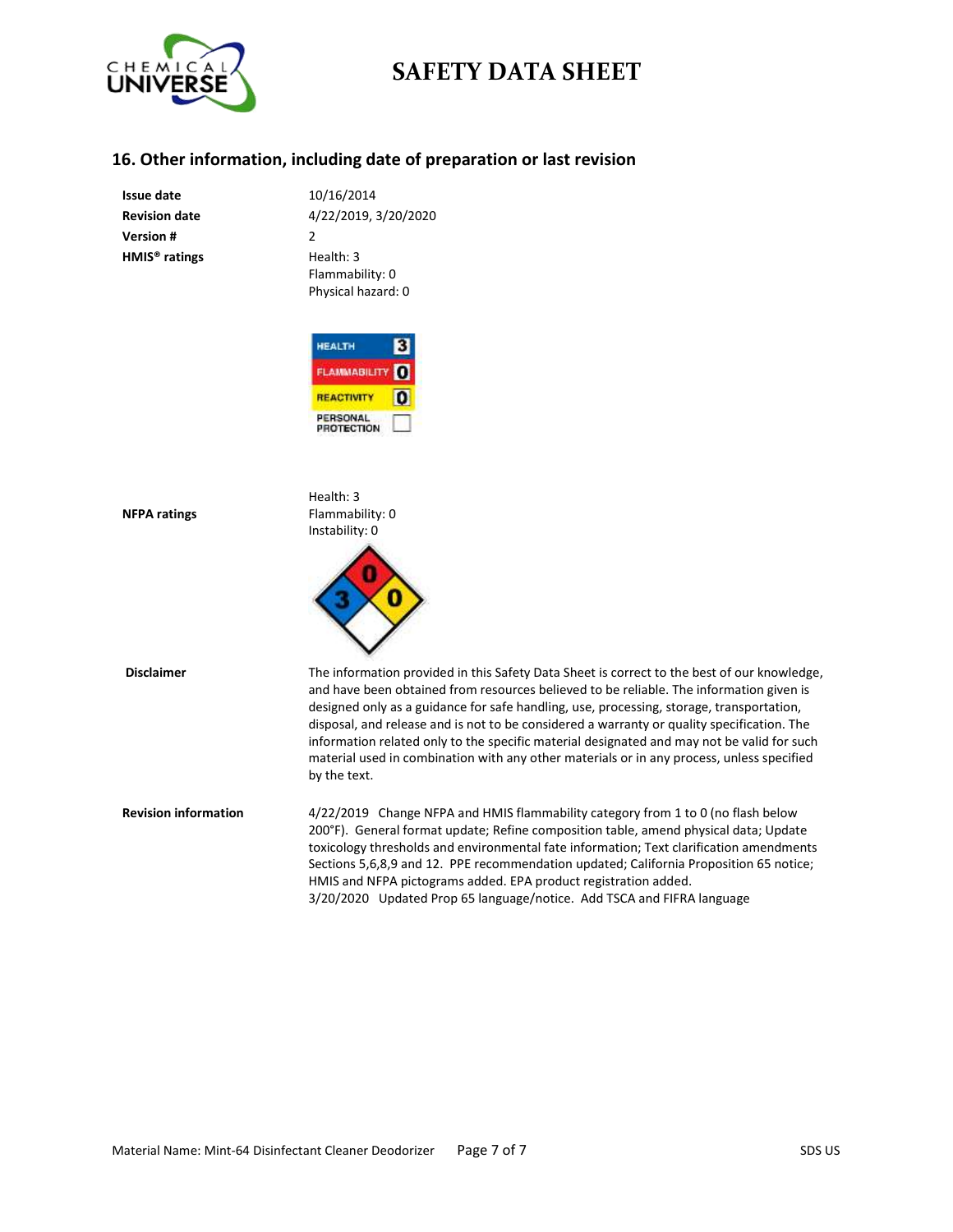## 16. Other information, including date of preparation or last revision

**Issue date** 10/16/2014

**Revision date** 4/22/2019, 3/20/2020

**Version #** 2

**HMIS® ratings**
Health: 3
Flammability: 0
Physical hazard: 0

HEALTH 3
FLAMMABILITY 0
REACTIVITY 0
PERSONAL PROTECTION

**NFPA ratings**
Health: 3
Flammability: 0
Instability: 0

0
3
0

**Disclaimer**

The information provided in this Safety Data Sheet is correct to the best of our knowledge, and have been obtained from resources believed to be reliable. The information given is designed only as a guidance for safe handling, use, processing, storage, transportation, disposal, and release and is not to be considered a warranty or quality specification. The information related only to the specific material designated and may not be valid for such material used in combination with any other materials or in any process, unless specified by the text.

**Revision information**

4/22/2019 Change NFPA and HMIS flammability category from 1 to 0 (no flash below 200°F). General format update; Refine composition table, amend physical data; Update toxicology thresholds and environmental fate information; Text clarification amendments Sections 5,6,8,9 and 12. PPE recommendation updated; California Proposition 65 notice; HMIS and NFPA pictograms added. EPA product registration added.
3/20/2020 Updated Prop 65 language/notice. Add TSCA and FIFRA language